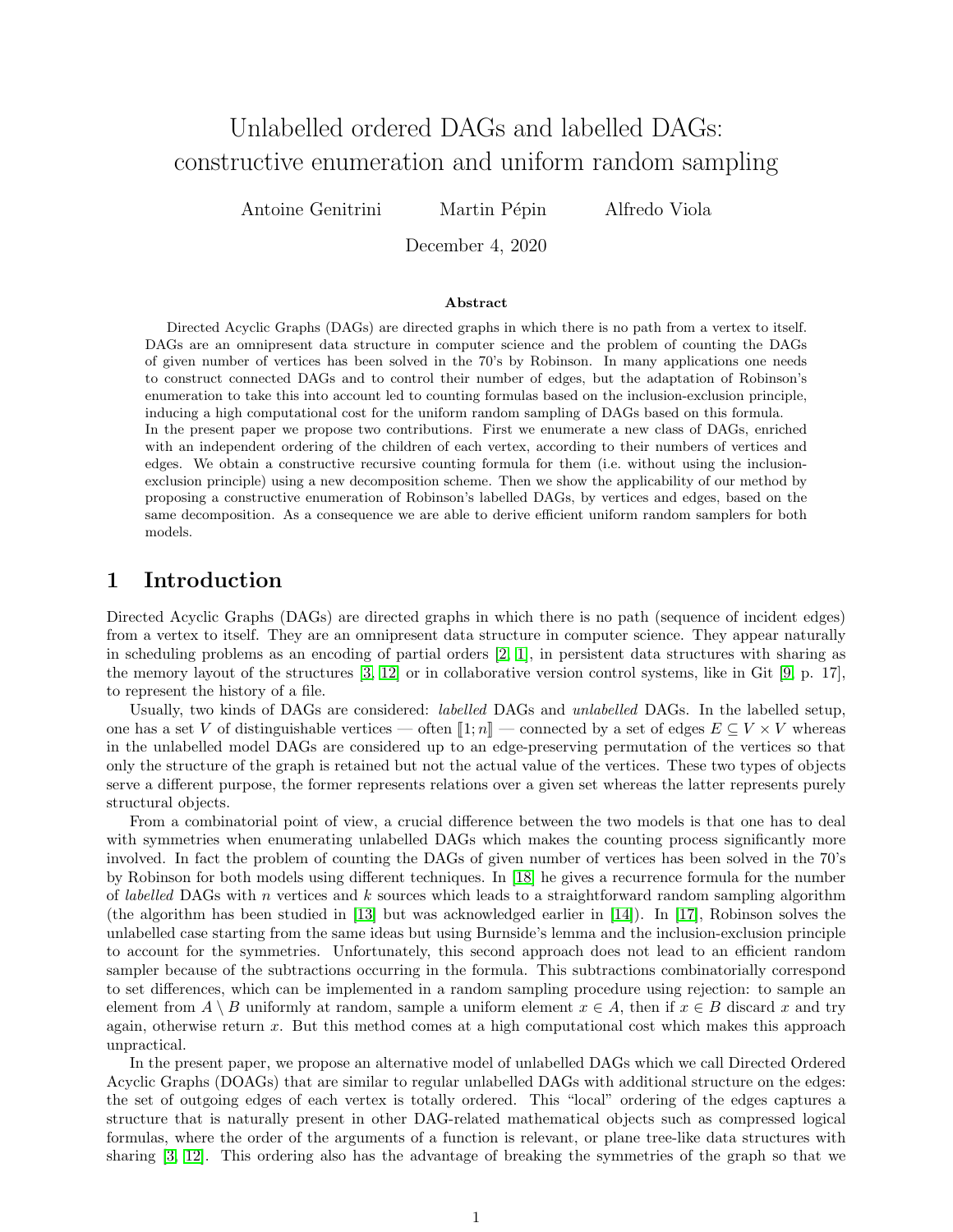// Unlabelled ordered DAGs and labelled DAGs: constructive enumeration and uniform random sampling

Antoine Genitrini    Martin Pépin    Alfredo Viola

December 4, 2020

**Abstract**

Directed Acyclic Graphs (DAGs) are directed graphs in which there is no path from a vertex to itself. DAGs are an omnipresent data structure in computer science and the problem of counting the DAGs of given number of vertices has been solved in the 70's by Robinson. In many applications one needs to construct connected DAGs and to control their number of edges, but the adaptation of Robinson's enumeration to take this into account led to counting formulas based on the inclusion-exclusion principle, inducing a high computational cost for the uniform random sampling of DAGs based on this formula.

In the present paper we propose two contributions. First we enumerate a new class of DAGs, enriched with an independent ordering of the children of each vertex, according to their numbers of vertices and edges. We obtain a constructive recursive counting formula for them (i.e. without using the inclusion-exclusion principle) using a new decomposition scheme. Then we show the applicability of our method by proposing a constructive enumeration of Robinson's labelled DAGs, by vertices and edges, based on the same decomposition. As a consequence we are able to derive efficient uniform random samplers for both models.

## 1 Introduction

Directed Acyclic Graphs (DAGs) are directed graphs in which there is no path (sequence of incident edges) from a vertex to itself. They are an omnipresent data structure in computer science. They appear naturally in scheduling problems as an encoding of partial orders [2, 1], in persistent data structures with sharing as the memory layout of the structures [3, 12] or in collaborative version control systems, like in Git [9, p. 17], to represent the history of a file.

Usually, two kinds of DAGs are considered: *labelled* DAGs and *unlabelled* DAGs. In the labelled setup, one has a set $V$ of distinguishable vertices — often $[\![1;n]\!]$ — connected by a set of edges $E \subseteq V \times V$ whereas in the unlabelled model DAGs are considered up to an edge-preserving permutation of the vertices so that only the structure of the graph is retained but not the actual value of the vertices. These two types of objects serve a different purpose, the former represents relations over a given set whereas the latter represents purely structural objects.

From a combinatorial point of view, a crucial difference between the two models is that one has to deal with symmetries when enumerating unlabelled DAGs which makes the counting process significantly more involved. In fact the problem of counting the DAGs of given number of vertices has been solved in the 70's by Robinson for both models using different techniques. In [18] he gives a recurrence formula for the number of *labelled* DAGs with $n$ vertices and $k$ sources which leads to a straightforward random sampling algorithm (the algorithm has been studied in [13] but was acknowledged earlier in [14]). In [17], Robinson solves the unlabelled case starting from the same ideas but using Burnside's lemma and the inclusion-exclusion principle to account for the symmetries. Unfortunately, this second approach does not lead to an efficient random sampler because of the subtractions occurring in the formula. This subtractions combinatorially correspond to set differences, which can be implemented in a random sampling procedure using rejection: to sample an element from $A \setminus B$ uniformly at random, sample a uniform element $x \in A$, then if $x \in B$ discard $x$ and try again, otherwise return $x$. But this method comes at a high computational cost which makes this approach unpractical.

In the present paper, we propose an alternative model of unlabelled DAGs which we call Directed Ordered Acyclic Graphs (DOAGs) that are similar to regular unlabelled DAGs with additional structure on the edges: the set of outgoing edges of each vertex is totally ordered. This "local" ordering of the edges captures a structure that is naturally present in other DAG-related mathematical objects such as compressed logical formulas, where the order of the arguments of a function is relevant, or plane tree-like data structures with sharing [3, 12]. This ordering also has the advantage of breaking the symmetries of the graph so that we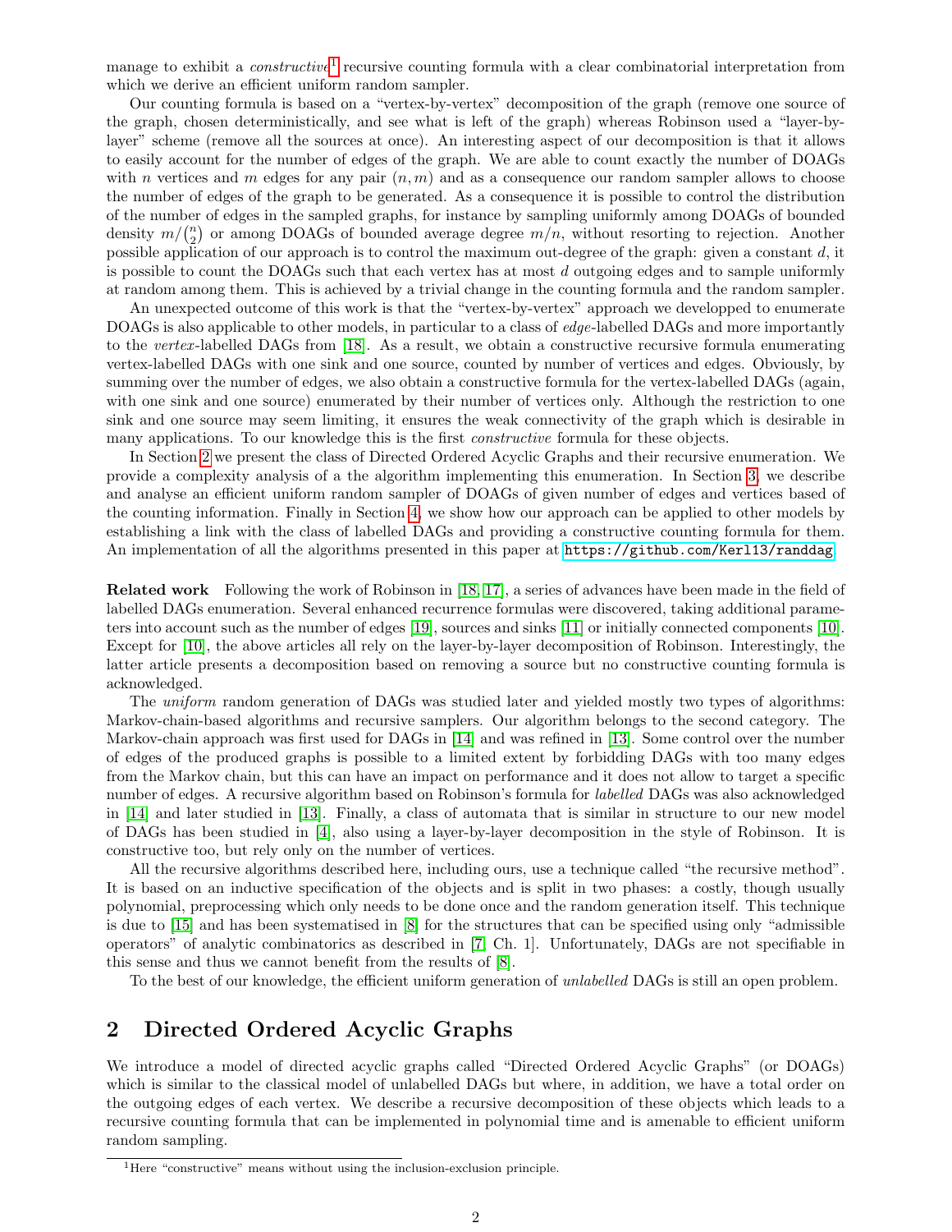manage to exhibit a *constructive*[1] recursive counting formula with a clear combinatorial interpretation from which we derive an efficient uniform random sampler.

Our counting formula is based on a "vertex-by-vertex" decomposition of the graph (remove one source of the graph, chosen deterministically, and see what is left of the graph) whereas Robinson used a "layer-by-layer" scheme (remove all the sources at once). An interesting aspect of our decomposition is that it allows to easily account for the number of edges of the graph. We are able to count exactly the number of DOAGs with $n$ vertices and $m$ edges for any pair $(n, m)$ and as a consequence our random sampler allows to choose the number of edges of the graph to be generated. As a consequence it is possible to control the distribution of the number of edges in the sampled graphs, for instance by sampling uniformly among DOAGs of bounded density $m/\binom{n}{2}$ or among DOAGs of bounded average degree $m/n$, without resorting to rejection. Another possible application of our approach is to control the maximum out-degree of the graph: given a constant $d$, it is possible to count the DOAGs such that each vertex has at most $d$ outgoing edges and to sample uniformly at random among them. This is achieved by a trivial change in the counting formula and the random sampler.

An unexpected outcome of this work is that the "vertex-by-vertex" approach we developped to enumerate DOAGs is also applicable to other models, in particular to a class of *edge*-labelled DAGs and more importantly to the *vertex*-labelled DAGs from [18]. As a result, we obtain a constructive recursive formula enumerating vertex-labelled DAGs with one sink and one source, counted by number of vertices and edges. Obviously, by summing over the number of edges, we also obtain a constructive formula for the vertex-labelled DAGs (again, with one sink and one source) enumerated by their number of vertices only. Although the restriction to one sink and one source may seem limiting, it ensures the weak connectivity of the graph which is desirable in many applications. To our knowledge this is the first *constructive* formula for these objects.

In Section 2 we present the class of Directed Ordered Acyclic Graphs and their recursive enumeration. We provide a complexity analysis of a the algorithm implementing this enumeration. In Section 3, we describe and analyse an efficient uniform random sampler of DOAGs of given number of edges and vertices based of the counting information. Finally in Section 4, we show how our approach can be applied to other models by establishing a link with the class of labelled DAGs and providing a constructive counting formula for them. An implementation of all the algorithms presented in this paper at https://github.com/Kerl13/randdag.

**Related work** Following the work of Robinson in [18, 17], a series of advances have been made in the field of labelled DAGs enumeration. Several enhanced recurrence formulas were discovered, taking additional parameters into account such as the number of edges [19], sources and sinks [11] or initially connected components [10]. Except for [10], the above articles all rely on the layer-by-layer decomposition of Robinson. Interestingly, the latter article presents a decomposition based on removing a source but no constructive counting formula is acknowledged.

The *uniform* random generation of DAGs was studied later and yielded mostly two types of algorithms: Markov-chain-based algorithms and recursive samplers. Our algorithm belongs to the second category. The Markov-chain approach was first used for DAGs in [14] and was refined in [13]. Some control over the number of edges of the produced graphs is possible to a limited extent by forbidding DAGs with too many edges from the Markov chain, but this can have an impact on performance and it does not allow to target a specific number of edges. A recursive algorithm based on Robinson's formula for *labelled* DAGs was also acknowledged in [14] and later studied in [13]. Finally, a class of automata that is similar in structure to our new model of DAGs has been studied in [4], also using a layer-by-layer decomposition in the style of Robinson. It is constructive too, but rely only on the number of vertices.

All the recursive algorithms described here, including ours, use a technique called "the recursive method". It is based on an inductive specification of the objects and is split in two phases: a costly, though usually polynomial, preprocessing which only needs to be done once and the random generation itself. This technique is due to [15] and has been systematised in [8] for the structures that can be specified using only "admissible operators" of analytic combinatorics as described in [7, Ch. 1]. Unfortunately, DAGs are not specifiable in this sense and thus we cannot benefit from the results of [8].

To the best of our knowledge, the efficient uniform generation of *unlabelled* DAGs is still an open problem.

## 2 Directed Ordered Acyclic Graphs

We introduce a model of directed acyclic graphs called "Directed Ordered Acyclic Graphs" (or DOAGs) which is similar to the classical model of unlabelled DAGs but where, in addition, we have a total order on the outgoing edges of each vertex. We describe a recursive decomposition of these objects which leads to a recursive counting formula that can be implemented in polynomial time and is amenable to efficient uniform random sampling.

[1] Here "constructive" means without using the inclusion-exclusion principle.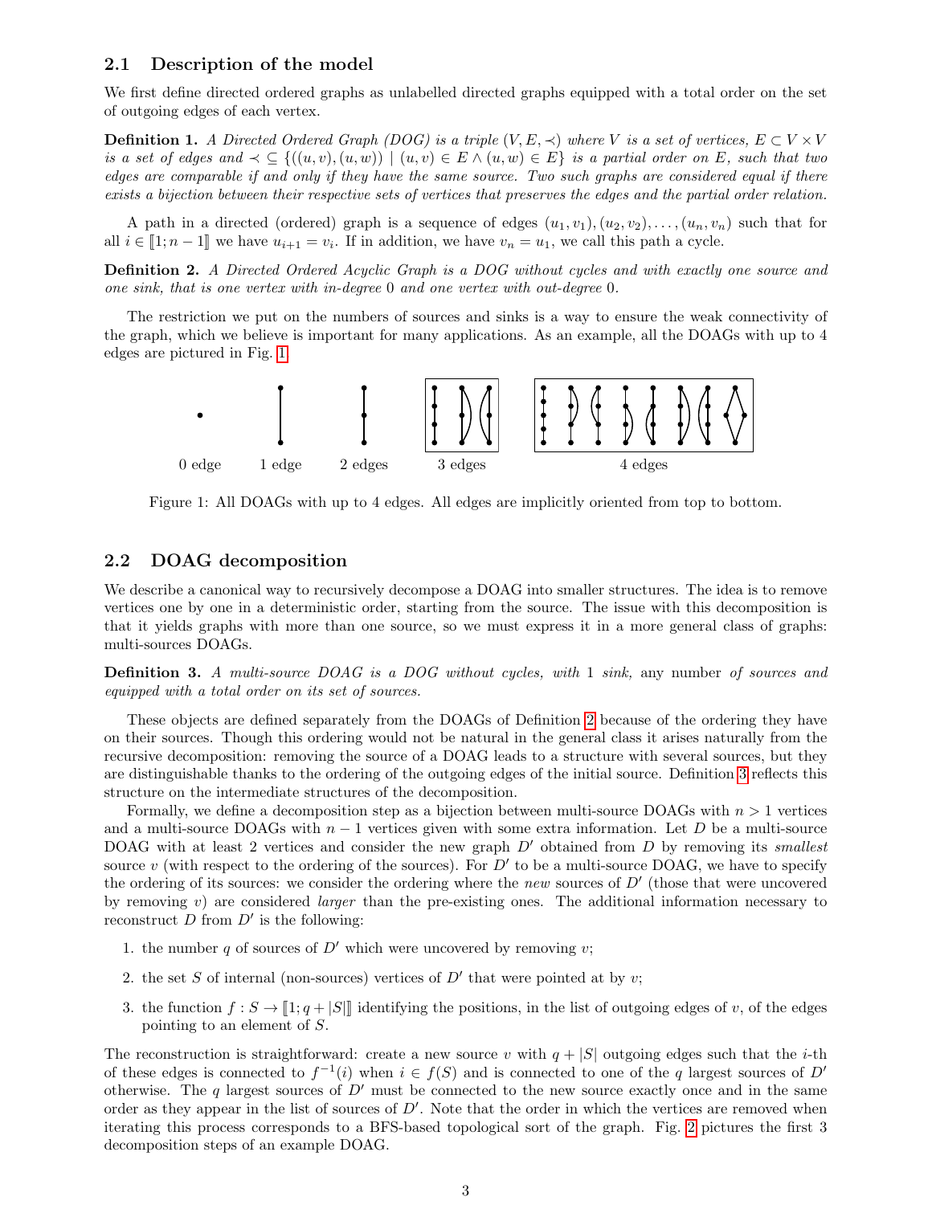### 2.1 Description of the model

We first define directed ordered graphs as unlabelled directed graphs equipped with a total order on the set of outgoing edges of each vertex.

**Definition 1.** *A Directed Ordered Graph (DOG) is a triple $(V, E, \prec)$ where $V$ is a set of vertices, $E \subset V \times V$ is a set of edges and $\prec \subseteq \{((u,v),(u,w)) \mid (u,v) \in E \wedge (u,w) \in E\}$ is a partial order on $E$, such that two edges are comparable if and only if they have the same source. Two such graphs are considered equal if there exists a bijection between their respective sets of vertices that preserves the edges and the partial order relation.*

A path in a directed (ordered) graph is a sequence of edges $(u_1, v_1), (u_2, v_2), \ldots, (u_n, v_n)$ such that for all $i \in [\![1; n-1]\!]$ we have $u_{i+1} = v_i$. If in addition, we have $v_n = u_1$, we call this path a cycle.

**Definition 2.** *A Directed Ordered Acyclic Graph is a DOG without cycles and with exactly one source and one sink, that is one vertex with in-degree 0 and one vertex with out-degree 0.*

The restriction we put on the numbers of sources and sinks is a way to ensure the weak connectivity of the graph, which we believe is important for many applications. As an example, all the DOAGs with up to 4 edges are pictured in Fig. 1.

0 edge 1 edge 2 edges 3 edges 4 edges

Figure 1: All DOAGs with up to 4 edges. All edges are implicitly oriented from top to bottom.

### 2.2 DOAG decomposition

We describe a canonical way to recursively decompose a DOAG into smaller structures. The idea is to remove vertices one by one in a deterministic order, starting from the source. The issue with this decomposition is that it yields graphs with more than one source, so we must express it in a more general class of graphs: multi-sources DOAGs.

**Definition 3.** *A multi-source DOAG is a DOG without cycles, with* 1 *sink,* any number *of sources and equipped with a total order on its set of sources.*

These objects are defined separately from the DOAGs of Definition 2 because of the ordering they have on their sources. Though this ordering would not be natural in the general class it arises naturally from the recursive decomposition: removing the source of a DOAG leads to a structure with several sources, but they are distinguishable thanks to the ordering of the outgoing edges of the initial source. Definition 3 reflects this structure on the intermediate structures of the decomposition.

Formally, we define a decomposition step as a bijection between multi-source DOAGs with $n > 1$ vertices and a multi-source DOAGs with $n - 1$ vertices given with some extra information. Let $D$ be a multi-source DOAG with at least 2 vertices and consider the new graph $D'$ obtained from $D$ by removing its *smallest* source $v$ (with respect to the ordering of the sources). For $D'$ to be a multi-source DOAG, we have to specify the ordering of its sources: we consider the ordering where the *new* sources of $D'$ (those that were uncovered by removing $v$) are considered *larger* than the pre-existing ones. The additional information necessary to reconstruct $D$ from $D'$ is the following:

1. the number $q$ of sources of $D'$ which were uncovered by removing $v$;
2. the set $S$ of internal (non-sources) vertices of $D'$ that were pointed at by $v$;
3. the function $f : S \to [\![1; q + |S|]\!]$ identifying the positions, in the list of outgoing edges of $v$, of the edges pointing to an element of $S$.

The reconstruction is straightforward: create a new source $v$ with $q + |S|$ outgoing edges such that the $i$-th of these edges is connected to $f^{-1}(i)$ when $i \in f(S)$ and is connected to one of the $q$ largest sources of $D'$ otherwise. The $q$ largest sources of $D'$ must be connected to the new source exactly once and in the same order as they appear in the list of sources of $D'$. Note that the order in which the vertices are removed when iterating this process corresponds to a BFS-based topological sort of the graph. Fig. 2 pictures the first 3 decomposition steps of an example DOAG.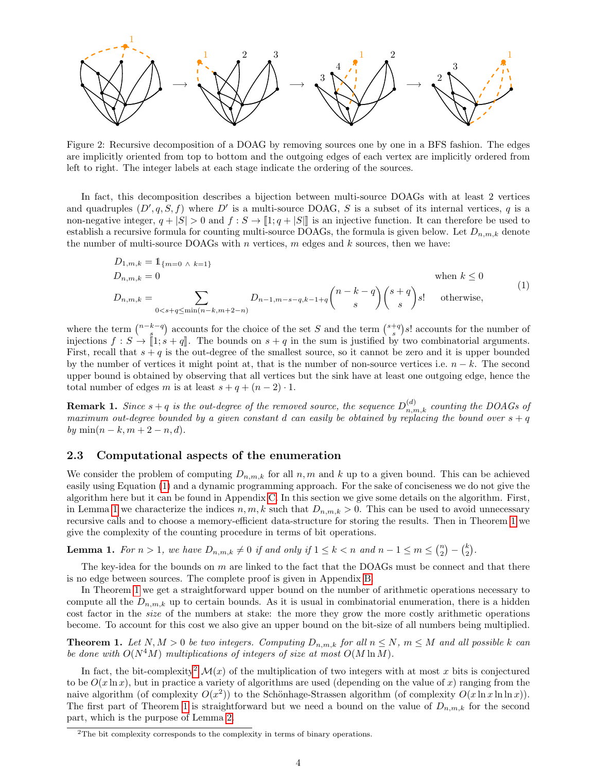Figure 2: Recursive decomposition of a DOAG by removing sources one by one in a BFS fashion. The edges are implicitly oriented from top to bottom and the outgoing edges of each vertex are implicitly ordered from left to right. The integer labels at each stage indicate the ordering of the sources.

In fact, this decomposition describes a bijection between multi-source DOAGs with at least 2 vertices and quadruples $(D', q, S, f)$ where $D'$ is a multi-source DOAG, $S$ is a subset of its internal vertices, $q$ is a non-negative integer, $q + |S| > 0$ and $f : S \to [\![1; q + |S|]\!]$ is an injective function. It can therefore be used to establish a recursive formula for counting multi-source DOAGs, the formula is given below. Let $D_{n,m,k}$ denote the number of multi-source DOAGs with $n$ vertices, $m$ edges and $k$ sources, then we have:

$$
\begin{aligned}
D_{1,m,k} &= \mathbb{1}_{\{m=0 \,\wedge\, k=1\}} \\
D_{n,m,k} &= 0 && \text{when } k \leq 0 \\
D_{n,m,k} &= \sum_{0 < s+q \leq \min(n-k, m+2-n)} D_{n-1,m-s-q,k-1+q} \binom{n-k-q}{s} \binom{s+q}{s} s! && \text{otherwise,}
\end{aligned}
\tag{1}
$$

where the term $\binom{n-k-q}{s}$ accounts for the choice of the set $S$ and the term $\binom{s+q}{s}s!$ accounts for the number of injections $f : S \to [\![1; s+q]\!]$. The bounds on $s + q$ in the sum is justified by two combinatorial arguments. First, recall that $s + q$ is the out-degree of the smallest source, so it cannot be zero and it is upper bounded by the number of vertices it might point at, that is the number of non-source vertices i.e. $n - k$. The second upper bound is obtained by observing that all vertices but the sink have at least one outgoing edge, hence the total number of edges $m$ is at least $s + q + (n - 2) \cdot 1$.

**Remark 1.** *Since $s + q$ is the out-degree of the removed source, the sequence $D^{(d)}_{n,m,k}$ counting the DOAGs of maximum out-degree bounded by a given constant $d$ can easily be obtained by replacing the bound over $s + q$ by $\min(n - k, m + 2 - n, d)$.*

### 2.3 Computational aspects of the enumeration

We consider the problem of computing $D_{n,m,k}$ for all $n, m$ and $k$ up to a given bound. This can be achieved easily using Equation (1) and a dynamic programming approach. For the sake of conciseness we do not give the algorithm here but it can be found in Appendix C. In this section we give some details on the algorithm. First, in Lemma 1 we characterize the indices $n, m, k$ such that $D_{n,m,k} > 0$. This can be used to avoid unnecessary recursive calls and to choose a memory-efficient data-structure for storing the results. Then in Theorem 1 we give the complexity of the counting procedure in terms of bit operations.

**Lemma 1.** *For $n > 1$, we have $D_{n,m,k} \neq 0$ if and only if $1 \leq k < n$ and $n - 1 \leq m \leq \binom{n}{2} - \binom{k}{2}$.*

The key-idea for the bounds on $m$ are linked to the fact that the DOAGs must be connect and that there is no edge between sources. The complete proof is given in Appendix B.

In Theorem 1 we get a straightforward upper bound on the number of arithmetic operations necessary to compute all the $D_{n,m,k}$ up to certain bounds. As it is usual in combinatorial enumeration, there is a hidden cost factor in the *size* of the numbers at stake: the more they grow the more costly arithmetic operations become. To account for this cost we also give an upper bound on the bit-size of all numbers being multiplied.

**Theorem 1.** *Let $N, M > 0$ be two integers. Computing $D_{n,m,k}$ for all $n \leq N$, $m \leq M$ and all possible $k$ can be done with $O(N^4 M)$ multiplications of integers of size at most $O(M \ln M)$.*

In fact, the bit-complexity[2] $\mathcal{M}(x)$ of the multiplication of two integers with at most $x$ bits is conjectured to be $O(x \ln x)$, but in practice a variety of algorithms are used (depending on the value of $x$) ranging from the naive algorithm (of complexity $O(x^2)$) to the Schönhage-Strassen algorithm (of complexity $O(x \ln x \ln \ln x)$). The first part of Theorem 1 is straightforward but we need a bound on the value of $D_{n,m,k}$ for the second part, which is the purpose of Lemma 2.

[2] The bit complexity corresponds to the complexity in terms of binary operations.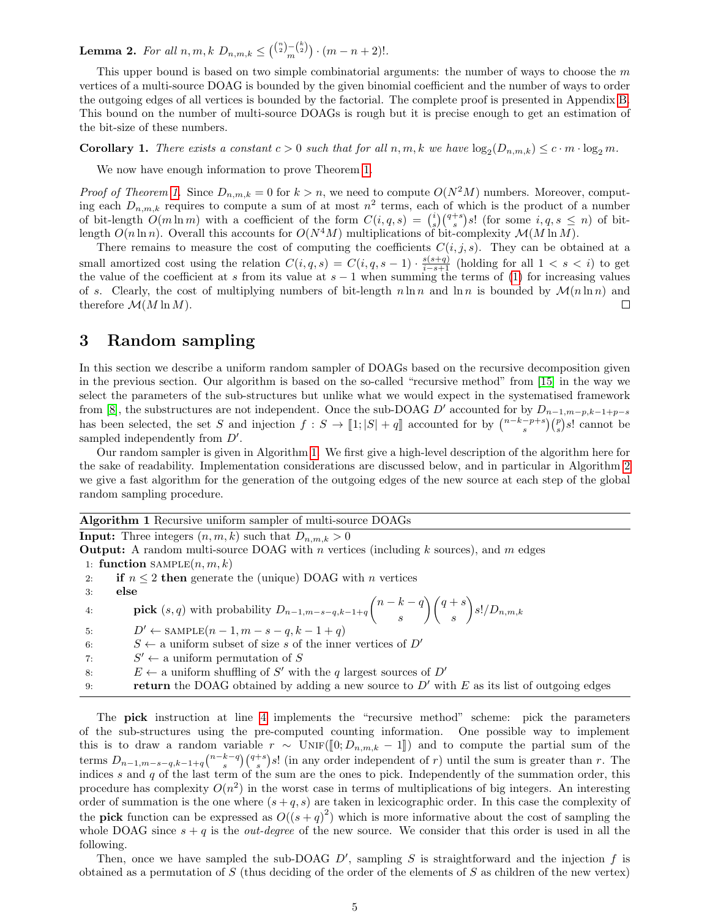**Lemma 2.** *For all $n, m, k$ $D_{n,m,k} \leq \binom{\binom{n}{2} - \binom{k}{2}}{m} \cdot (m - n + 2)!$.*

This upper bound is based on two simple combinatorial arguments: the number of ways to choose the $m$ vertices of a multi-source DOAG is bounded by the given binomial coefficient and the number of ways to order the outgoing edges of all vertices is bounded by the factorial. The complete proof is presented in Appendix B. This bound on the number of multi-source DOAGs is rough but it is precise enough to get an estimation of the bit-size of these numbers.

**Corollary 1.** *There exists a constant $c > 0$ such that for all $n, m, k$ we have $\log_2(D_{n,m,k}) \leq c \cdot m \cdot \log_2 m$.*

We now have enough information to prove Theorem 1.

*Proof of Theorem 1.* Since $D_{n,m,k} = 0$ for $k > n$, we need to compute $O(N^2 M)$ numbers. Moreover, computing each $D_{n,m,k}$ requires to compute a sum of at most $n^2$ terms, each of which is the product of a number of bit-length $O(m \ln m)$ with a coefficient of the form $C(i, q, s) = \binom{i}{s}\binom{q+s}{s} s!$ (for some $i, q, s \leq n$) of bit-length $O(n \ln n)$. Overall this accounts for $O(N^4 M)$ multiplications of bit-complexity $\mathcal{M}(M \ln M)$.

There remains to measure the cost of computing the coefficients $C(i, j, s)$. They can be obtained at a small amortized cost using the relation $C(i, q, s) = C(i, q, s-1) \cdot \frac{s(s+q)}{i-s+1}$ (holding for all $1 < s < i$) to get the value of the coefficient at $s$ from its value at $s - 1$ when summing the terms of (1) for increasing values of $s$. Clearly, the cost of multiplying numbers of bit-length $n \ln n$ and $\ln n$ is bounded by $\mathcal{M}(n \ln n)$ and therefore $\mathcal{M}(M \ln M)$. ☐

# 3 Random sampling

In this section we describe a uniform random sampler of DOAGs based on the recursive decomposition given in the previous section. Our algorithm is based on the so-called "recursive method" from [15] in the way we select the parameters of the sub-structures but unlike what we would expect in the systematised framework from [8], the substructures are not independent. Once the sub-DOAG $D'$ accounted for by $D_{n-1,m-p,k-1+p-s}$ has been selected, the set $S$ and injection $f : S \to [\![1; |S| + q]\!]$ accounted for by $\binom{n-k-p+s}{s}\binom{p}{s} s!$ cannot be sampled independently from $D'$.

Our random sampler is given in Algorithm 1. We first give a high-level description of the algorithm here for the sake of readability. Implementation considerations are discussed below, and in particular in Algorithm 2 we give a fast algorithm for the generation of the outgoing edges of the new source at each step of the global random sampling procedure.

**Algorithm 1** Recursive uniform sampler of multi-source DOAGs

```
Input: Three integers (n, m, k) such that D_{n,m,k} > 0
Output: A random multi-source DOAG with n vertices (including k sources), and m edges
1: function SAMPLE(n, m, k)
2:     if n ≤ 2 then generate the (unique) DOAG with n vertices
3:     else
4:         pick (s, q) with probability D_{n-1,m-s-q,k-1+q} C(n-k-q, s) C(q+s, s) s! / D_{n,m,k}
5:         D' ← SAMPLE(n − 1, m − s − q, k − 1 + q)
6:         S ← a uniform subset of size s of the inner vertices of D'
7:         S' ← a uniform permutation of S
8:         E ← a uniform shuffling of S' with the q largest sources of D'
9:         return the DOAG obtained by adding a new source to D' with E as its list of outgoing edges
```

Line 4: **pick** $(s, q)$ with probability $D_{n-1,m-s-q,k-1+q}\binom{n-k-q}{s}\binom{q+s}{s}s!/D_{n,m,k}$

The **pick** instruction at line 4 implements the "recursive method" scheme: pick the parameters of the sub-structures using the pre-computed counting information. One possible way to implement this is to draw a random variable $r \sim \textsc{Unif}([\![0; D_{n,m,k} - 1]\!])$ and to compute the partial sum of the terms $D_{n-1,m-s-q,k-1+q}\binom{n-k-q}{s}\binom{q+s}{s}s!$ (in any order independent of $r$) until the sum is greater than $r$. The indices $s$ and $q$ of the last term of the sum are the ones to pick. Independently of the summation order, this procedure has complexity $O(n^2)$ in the worst case in terms of multiplications of big integers. An interesting order of summation is the one where $(s + q, s)$ are taken in lexicographic order. In this case the complexity of the **pick** function can be expressed as $O((s + q)^2)$ which is more informative about the cost of sampling the whole DOAG since $s + q$ is the *out-degree* of the new source. We consider that this order is used in all the following.

Then, once we have sampled the sub-DOAG $D'$, sampling $S$ is straightforward and the injection $f$ is obtained as a permutation of $S$ (thus deciding of the order of the elements of $S$ as children of the new vertex)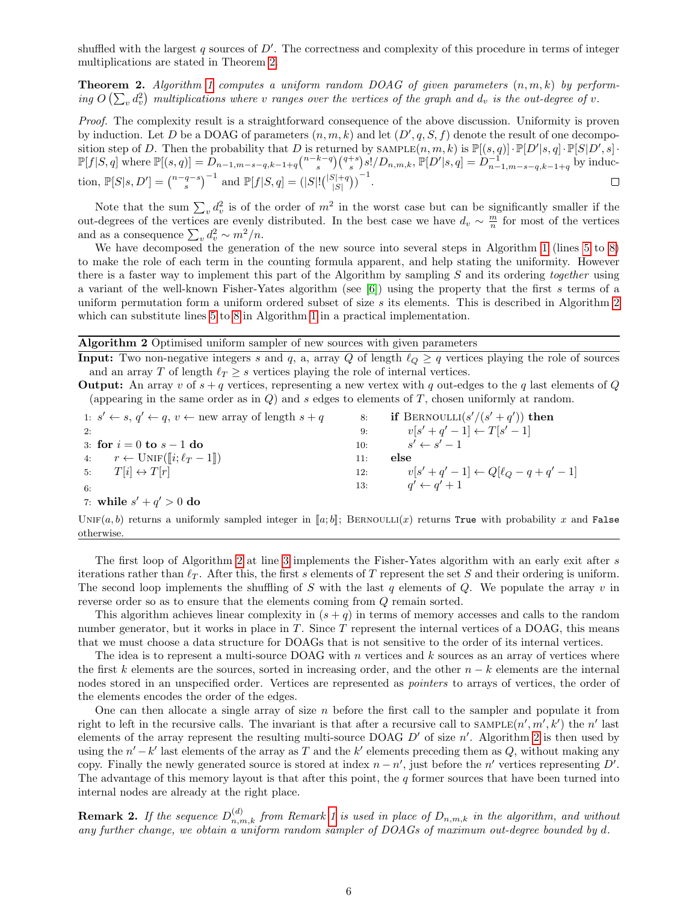shuffled with the largest $q$ sources of $D'$. The correctness and complexity of this procedure in terms of integer multiplications are stated in Theorem 2.

**Theorem 2.** *Algorithm 1 computes a uniform random DOAG of given parameters $(n, m, k)$ by performing $O\left(\sum_v d_v^2\right)$ multiplications where $v$ ranges over the vertices of the graph and $d_v$ is the out-degree of $v$.*

*Proof.* The complexity result is a straightforward consequence of the above discussion. Uniformity is proven by induction. Let $D$ be a DOAG of parameters $(n, m, k)$ and let $(D', q, S, f)$ denote the result of one decomposition step of $D$. Then the probability that $D$ is returned by $\textsc{sample}(n, m, k)$ is $\mathbb{P}[(s, q)] \cdot \mathbb{P}[D'|s, q] \cdot \mathbb{P}[S|D', s] \cdot \mathbb{P}[f|S, q]$ where $\mathbb{P}[(s, q)] = D_{n-1,m-s-q,k-1+q}\binom{n-k-q}{s}\binom{q+s}{s}s!/D_{n,m,k}$, $\mathbb{P}[D'|s, q] = D^{-1}_{n-1,m-s-q,k-1+q}$ by induction, $\mathbb{P}[S|s, D'] = \binom{n-q-s}{s}^{-1}$ and $\mathbb{P}[f|S, q] = \left(|S|!\binom{|S|+q}{|S|}\right)^{-1}$. $\square$

Note that the sum $\sum_v d_v^2$ is of the order of $m^2$ in the worst case but can be significantly smaller if the out-degrees of the vertices are evenly distributed. In the best case we have $d_v \sim \frac{m}{n}$ for most of the vertices and as a consequence $\sum_v d_v^2 \sim m^2/n$.

We have decomposed the generation of the new source into several steps in Algorithm 1 (lines 5 to 8) to make the role of each term in the counting formula apparent, and help stating the uniformity. However there is a faster way to implement this part of the Algorithm by sampling $S$ and its ordering *together* using a variant of the well-known Fisher-Yates algorithm (see [6]) using the property that the first $s$ terms of a uniform permutation form a uniform ordered subset of size $s$ its elements. This is described in Algorithm 2 which can substitute lines 5 to 8 in Algorithm 1 in a practical implementation.

**Algorithm 2** Optimised uniform sampler of new sources with given parameters

**Input:** Two non-negative integers $s$ and $q$, a, array $Q$ of length $\ell_Q \geq q$ vertices playing the role of sources and an array $T$ of length $\ell_T \geq s$ vertices playing the role of internal vertices.

**Output:** An array $v$ of $s + q$ vertices, representing a new vertex with $q$ out-edges to the $q$ last elements of $Q$ (appearing in the same order as in $Q$) and $s$ edges to elements of $T$, chosen uniformly at random.

```
1:  s' ← s, q' ← q, v ← new array of length s + q
2:
3:  for i = 0 to s − 1 do
4:      r ← Unif([[i; ℓ_T − 1]])
5:      T[i] ↔ T[r]
6:
7:  while s' + q' > 0 do
8:      if Bernoulli(s'/(s' + q')) then
9:          v[s' + q' − 1] ← T[s' − 1]
10:         s' ← s' − 1
11:     else
12:         v[s' + q' − 1] ← Q[ℓ_Q − q + q' − 1]
13:         q' ← q' + 1
```

$\textsc{Unif}(a, b)$ returns a uniformly sampled integer in $[\![a; b]\!]$; $\textsc{Bernoulli}(x)$ returns `True` with probability $x$ and `False` otherwise.

The first loop of Algorithm 2 at line 3 implements the Fisher-Yates algorithm with an early exit after $s$ iterations rather than $\ell_T$. After this, the first $s$ elements of $T$ represent the set $S$ and their ordering is uniform. The second loop implements the shuffling of $S$ with the last $q$ elements of $Q$. We populate the array $v$ in reverse order so as to ensure that the elements coming from $Q$ remain sorted.

This algorithm achieves linear complexity in $(s + q)$ in terms of memory accesses and calls to the random number generator, but it works in place in $T$. Since $T$ represent the internal vertices of a DOAG, this means that we must choose a data structure for DOAGs that is not sensitive to the order of its internal vertices.

The idea is to represent a multi-source DOAG with $n$ vertices and $k$ sources as an array of vertices where the first $k$ elements are the sources, sorted in increasing order, and the other $n - k$ elements are the internal nodes stored in an unspecified order. Vertices are represented as *pointers* to arrays of vertices, the order of the elements encodes the order of the edges.

One can then allocate a single array of size $n$ before the first call to the sampler and populate it from right to left in the recursive calls. The invariant is that after a recursive call to $\textsc{sample}(n', m', k')$ the $n'$ last elements of the array represent the resulting multi-source DOAG $D'$ of size $n'$. Algorithm 2 is then used by using the $n' - k'$ last elements of the array as $T$ and the $k'$ elements preceding them as $Q$, without making any copy. Finally the newly generated source is stored at index $n - n'$, just before the $n'$ vertices representing $D'$. The advantage of this memory layout is that after this point, the $q$ former sources that have been turned into internal nodes are already at the right place.

**Remark 2.** *If the sequence $D^{(d)}_{n,m,k}$ from Remark 1 is used in place of $D_{n,m,k}$ in the algorithm, and without any further change, we obtain a uniform random sampler of DOAGs of maximum out-degree bounded by $d$.*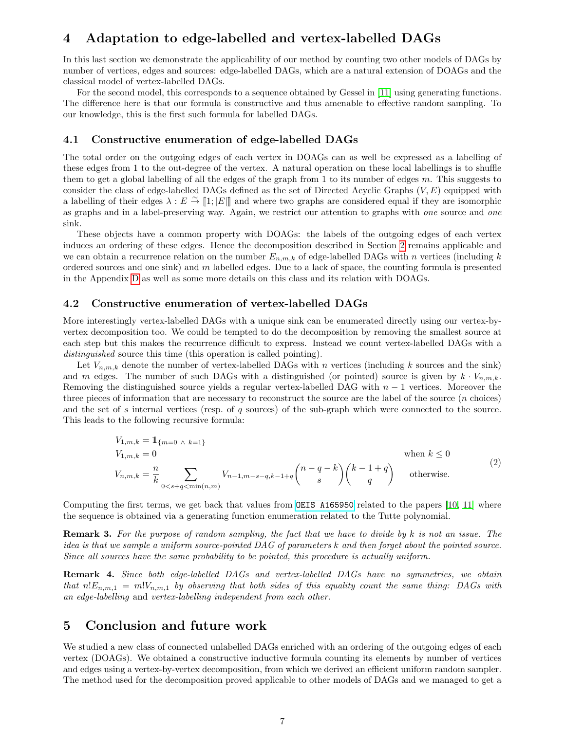# 4 Adaptation to edge-labelled and vertex-labelled DAGs

In this last section we demonstrate the applicability of our method by counting two other models of DAGs by number of vertices, edges and sources: edge-labelled DAGs, which are a natural extension of DOAGs and the classical model of vertex-labelled DAGs.

For the second model, this corresponds to a sequence obtained by Gessel in [11] using generating functions. The difference here is that our formula is constructive and thus amenable to effective random sampling. To our knowledge, this is the first such formula for labelled DAGs.

## 4.1 Constructive enumeration of edge-labelled DAGs

The total order on the outgoing edges of each vertex in DOAGs can as well be expressed as a labelling of these edges from 1 to the out-degree of the vertex. A natural operation on these local labellings is to shuffle them to get a global labelling of all the edges of the graph from 1 to its number of edges $m$. This suggests to consider the class of edge-labelled DAGs defined as the set of Directed Acyclic Graphs $(V, E)$ equipped with a labelling of their edges $\lambda : E \xrightarrow{\sim} [\![1; |E|]\!]$ and where two graphs are considered equal if they are isomorphic as graphs and in a label-preserving way. Again, we restrict our attention to graphs with *one* source and *one* sink.

These objects have a common property with DOAGs: the labels of the outgoing edges of each vertex induces an ordering of these edges. Hence the decomposition described in Section 2 remains applicable and we can obtain a recurrence relation on the number $E_{n,m,k}$ of edge-labelled DAGs with $n$ vertices (including $k$ ordered sources and one sink) and $m$ labelled edges. Due to a lack of space, the counting formula is presented in the Appendix D as well as some more details on this class and its relation with DOAGs.

## 4.2 Constructive enumeration of vertex-labelled DAGs

More interestingly vertex-labelled DAGs with a unique sink can be enumerated directly using our vertex-by-vertex decomposition too. We could be tempted to do the decomposition by removing the smallest source at each step but this makes the recurrence difficult to express. Instead we count vertex-labelled DAGs with a *distinguished* source this time (this operation is called pointing).

Let $V_{n,m,k}$ denote the number of vertex-labelled DAGs with $n$ vertices (including $k$ sources and the sink) and $m$ edges. The number of such DAGs with a distinguished (or pointed) source is given by $k \cdot V_{n,m,k}$. Removing the distinguished source yields a regular vertex-labelled DAG with $n-1$ vertices. Moreover the three pieces of information that are necessary to reconstruct the source are the label of the source ($n$ choices) and the set of $s$ internal vertices (resp. of $q$ sources) of the sub-graph which were connected to the source. This leads to the following recursive formula:

$$
\begin{aligned}
V_{1,m,k} &= \mathbb{1}_{\{m=0 \,\wedge\, k=1\}} & & \\
V_{1,m,k} &= 0 & & \text{when } k \leq 0 \\
V_{n,m,k} &= \frac{n}{k} \sum_{0 < s+q < \min(n,m)} V_{n-1,m-s-q,k-1+q} \binom{n-q-k}{s} \binom{k-1+q}{q} & & \text{otherwise.}
\end{aligned}
\tag{2}
$$

Computing the first terms, we get back that values from OEIS A165950 related to the papers [10, 11] where the sequence is obtained via a generating function enumeration related to the Tutte polynomial.

**Remark 3.** *For the purpose of random sampling, the fact that we have to divide by $k$ is not an issue. The idea is that we sample a uniform source-pointed DAG of parameters $k$ and then forget about the pointed source. Since all sources have the same probability to be pointed, this procedure is actually uniform.*

**Remark 4.** *Since both edge-labelled DAGs and vertex-labelled DAGs have no symmetries, we obtain that $n!E_{n,m,1} = m!V_{n,m,1}$ by observing that both sides of this equality count the same thing: DAGs with an edge-labelling* and *vertex-labelling independent from each other.*

# 5 Conclusion and future work

We studied a new class of connected unlabelled DAGs enriched with an ordering of the outgoing edges of each vertex (DOAGs). We obtained a constructive inductive formula counting its elements by number of vertices and edges using a vertex-by-vertex decomposition, from which we derived an efficient uniform random sampler. The method used for the decomposition proved applicable to other models of DAGs and we managed to get a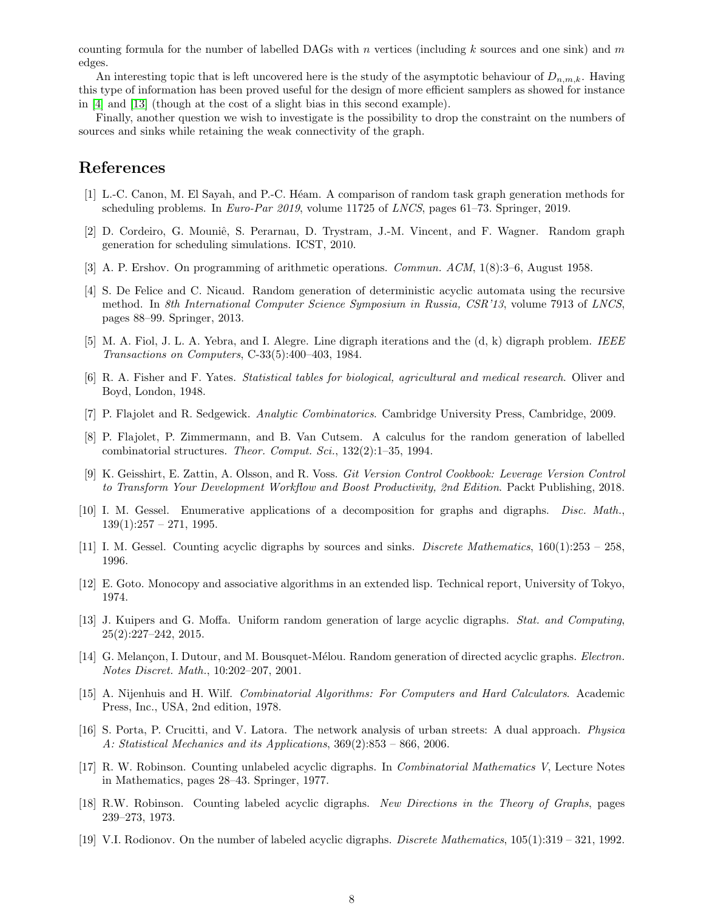counting formula for the number of labelled DAGs with $n$ vertices (including $k$ sources and one sink) and $m$ edges.

An interesting topic that is left uncovered here is the study of the asymptotic behaviour of $D_{n,m,k}$. Having this type of information has been proved useful for the design of more efficient samplers as showed for instance in [4] and [13] (though at the cost of a slight bias in this second example).

Finally, another question we wish to investigate is the possibility to drop the constraint on the numbers of sources and sinks while retaining the weak connectivity of the graph.

## References

[1] L.-C. Canon, M. El Sayah, and P.-C. Héam. A comparison of random task graph generation methods for scheduling problems. In *Euro-Par 2019*, volume 11725 of *LNCS*, pages 61–73. Springer, 2019.

[2] D. Cordeiro, G. Mouniê, S. Perarnau, D. Trystram, J.-M. Vincent, and F. Wagner. Random graph generation for scheduling simulations. ICST, 2010.

[3] A. P. Ershov. On programming of arithmetic operations. *Commun. ACM*, 1(8):3–6, August 1958.

[4] S. De Felice and C. Nicaud. Random generation of deterministic acyclic automata using the recursive method. In *8th International Computer Science Symposium in Russia, CSR'13*, volume 7913 of *LNCS*, pages 88–99. Springer, 2013.

[5] M. A. Fiol, J. L. A. Yebra, and I. Alegre. Line digraph iterations and the (d, k) digraph problem. *IEEE Transactions on Computers*, C-33(5):400–403, 1984.

[6] R. A. Fisher and F. Yates. *Statistical tables for biological, agricultural and medical research*. Oliver and Boyd, London, 1948.

[7] P. Flajolet and R. Sedgewick. *Analytic Combinatorics*. Cambridge University Press, Cambridge, 2009.

[8] P. Flajolet, P. Zimmermann, and B. Van Cutsem. A calculus for the random generation of labelled combinatorial structures. *Theor. Comput. Sci.*, 132(2):1–35, 1994.

[9] K. Geisshirt, E. Zattin, A. Olsson, and R. Voss. *Git Version Control Cookbook: Leverage Version Control to Transform Your Development Workflow and Boost Productivity, 2nd Edition*. Packt Publishing, 2018.

[10] I. M. Gessel. Enumerative applications of a decomposition for graphs and digraphs. *Disc. Math.*, 139(1):257 – 271, 1995.

[11] I. M. Gessel. Counting acyclic digraphs by sources and sinks. *Discrete Mathematics*, 160(1):253 – 258, 1996.

[12] E. Goto. Monocopy and associative algorithms in an extended lisp. Technical report, University of Tokyo, 1974.

[13] J. Kuipers and G. Moffa. Uniform random generation of large acyclic digraphs. *Stat. and Computing*, 25(2):227–242, 2015.

[14] G. Melançon, I. Dutour, and M. Bousquet-Mélou. Random generation of directed acyclic graphs. *Electron. Notes Discret. Math.*, 10:202–207, 2001.

[15] A. Nijenhuis and H. Wilf. *Combinatorial Algorithms: For Computers and Hard Calculators*. Academic Press, Inc., USA, 2nd edition, 1978.

[16] S. Porta, P. Crucitti, and V. Latora. The network analysis of urban streets: A dual approach. *Physica A: Statistical Mechanics and its Applications*, 369(2):853 – 866, 2006.

[17] R. W. Robinson. Counting unlabeled acyclic digraphs. In *Combinatorial Mathematics V*, Lecture Notes in Mathematics, pages 28–43. Springer, 1977.

[18] R.W. Robinson. Counting labeled acyclic digraphs. *New Directions in the Theory of Graphs*, pages 239–273, 1973.

[19] V.I. Rodionov. On the number of labeled acyclic digraphs. *Discrete Mathematics*, 105(1):319 – 321, 1992.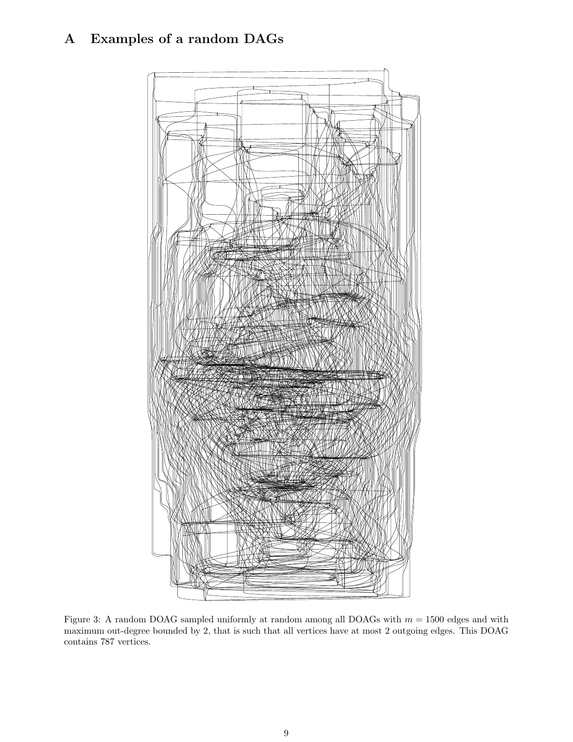# A Examples of a random DAGs

Figure 3: A random DOAG sampled uniformly at random among all DOAGs with $m = 1500$ edges and with maximum out-degree bounded by 2, that is such that all vertices have at most 2 outgoing edges. This DOAG contains 787 vertices.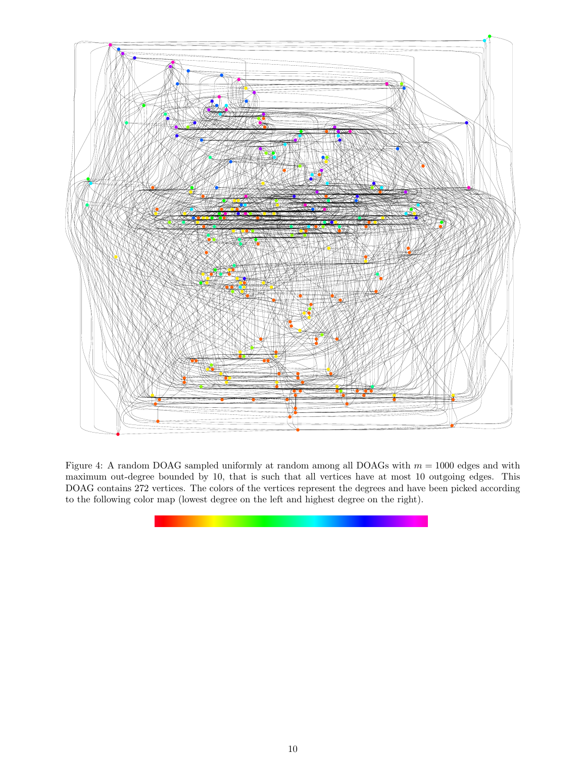Figure 4: A random DOAG sampled uniformly at random among all DOAGs with $m = 1000$ edges and with maximum out-degree bounded by 10, that is such that all vertices have at most 10 outgoing edges. This DOAG contains 272 vertices. The colors of the vertices represent the degrees and have been picked according to the following color map (lowest degree on the left and highest degree on the right).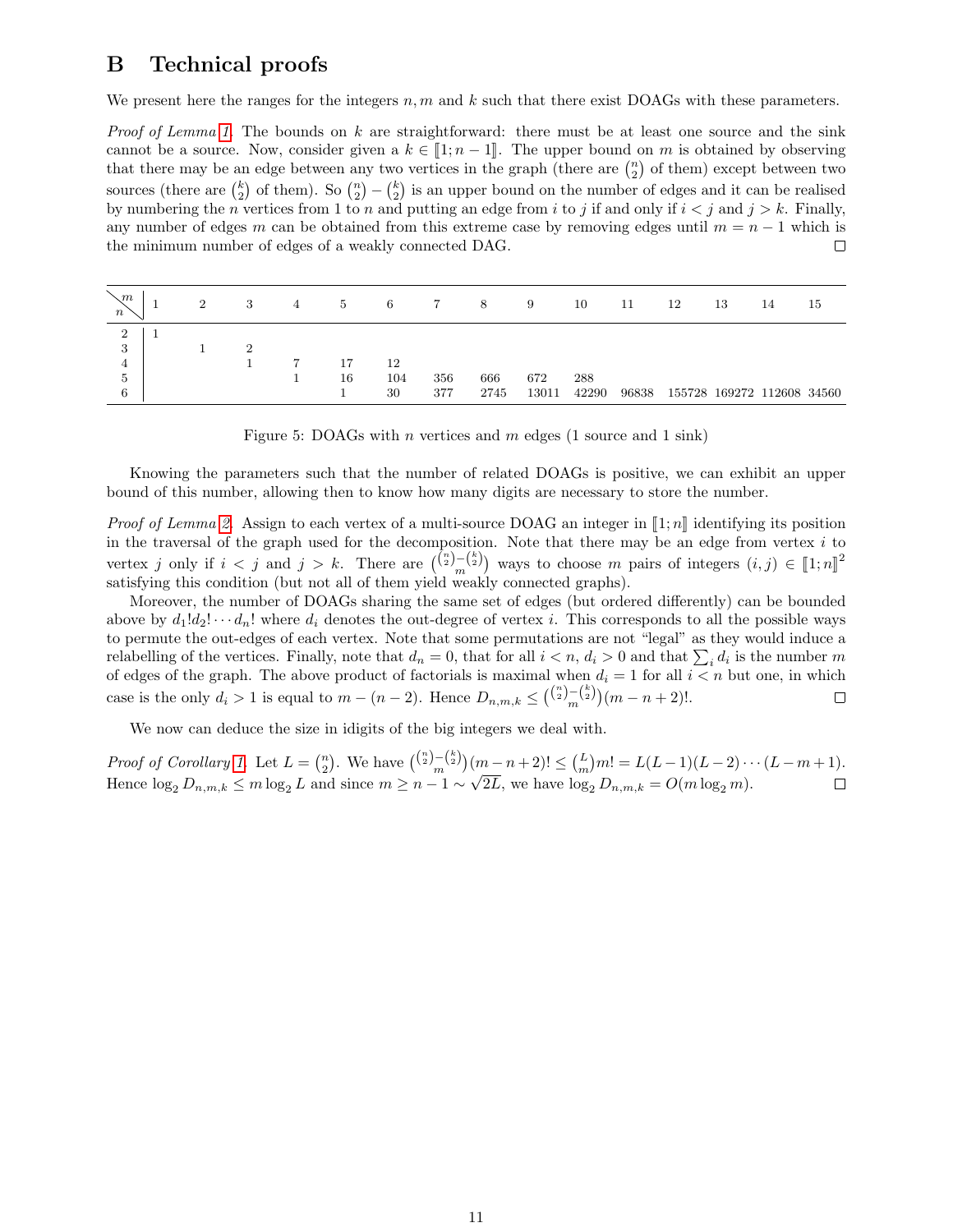## B Technical proofs

We present here the ranges for the integers $n, m$ and $k$ such that there exist DOAGs with these parameters.

*Proof of Lemma 1.* The bounds on $k$ are straightforward: there must be at least one source and the sink cannot be a source. Now, consider given a $k \in [\![1; n-1]\!]$. The upper bound on $m$ is obtained by observing that there may be an edge between any two vertices in the graph (there are $\binom{n}{2}$ of them) except between two sources (there are $\binom{k}{2}$ of them). So $\binom{n}{2} - \binom{k}{2}$ is an upper bound on the number of edges and it can be realised by numbering the $n$ vertices from 1 to $n$ and putting an edge from $i$ to $j$ if and only if $i < j$ and $j > k$. Finally, any number of edges $m$ can be obtained from this extreme case by removing edges until $m = n - 1$ which is the minimum number of edges of a weakly connected DAG. $\square$

| $n$ \ $m$ | 1 | 2 | 3 | 4 | 5 | 6 | 7 | 8 | 9 | 10 | 11 | 12 | 13 | 14 | 15 |
|---|---|---|---|---|---|---|---|---|---|---|---|---|---|---|---|
| 2 | 1 | | | | | | | | | | | | | | |
| 3 | | 1 | 2 | | | | | | | | | | | | |
| 4 | | | 1 | 7 | 17 | 12 | | | | | | | | | |
| 5 | | | | 1 | 16 | 104 | 356 | 666 | 672 | 288 | | | | | |
| 6 | | | | | 1 | 30 | 377 | 2745 | 13011 | 42290 | 96838 | 155728 | 169272 | 112608 | 34560 |

Figure 5: DOAGs with $n$ vertices and $m$ edges (1 source and 1 sink)

Knowing the parameters such that the number of related DOAGs is positive, we can exhibit an upper bound of this number, allowing then to know how many digits are necessary to store the number.

*Proof of Lemma 2.* Assign to each vertex of a multi-source DOAG an integer in $[\![1; n]\!]$ identifying its position in the traversal of the graph used for the decomposition. Note that there may be an edge from vertex $i$ to vertex $j$ only if $i < j$ and $j > k$. There are $\binom{\binom{n}{2} - \binom{k}{2}}{m}$ ways to choose $m$ pairs of integers $(i, j) \in [\![1; n]\!]^2$ satisfying this condition (but not all of them yield weakly connected graphs).

Moreover, the number of DOAGs sharing the same set of edges (but ordered differently) can be bounded above by $d_1! d_2! \cdots d_n!$ where $d_i$ denotes the out-degree of vertex $i$. This corresponds to all the possible ways to permute the out-edges of each vertex. Note that some permutations are not "legal" as they would induce a relabelling of the vertices. Finally, note that $d_n = 0$, that for all $i < n$, $d_i > 0$ and that $\sum_i d_i$ is the number $m$ of edges of the graph. The above product of factorials is maximal when $d_i = 1$ for all $i < n$ but one, in which case is the only $d_i > 1$ is equal to $m - (n-2)$. Hence $D_{n,m,k} \leq \binom{\binom{n}{2} - \binom{k}{2}}{m}(m - n + 2)!$. $\square$

We now can deduce the size in idigits of the big integers we deal with.

*Proof of Corollary 1.* Let $L = \binom{n}{2}$. We have $\binom{\binom{n}{2} - \binom{k}{2}}{m}(m - n + 2)! \leq \binom{L}{m} m! = L(L-1)(L-2)\cdots(L-m+1)$. Hence $\log_2 D_{n,m,k} \leq m \log_2 L$ and since $m \geq n - 1 \sim \sqrt{2L}$, we have $\log_2 D_{n,m,k} = O(m \log_2 m)$. $\square$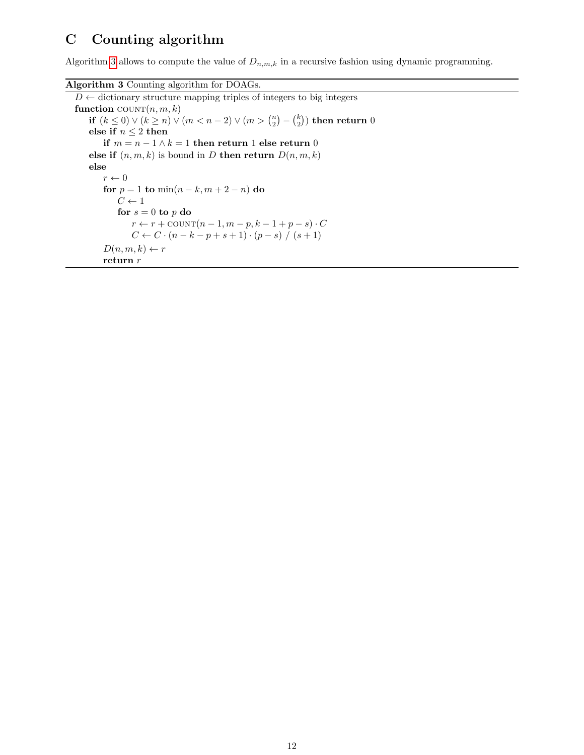# C Counting algorithm

Algorithm 3 allows to compute the value of $D_{n,m,k}$ in a recursive fashion using dynamic programming.

**Algorithm 3** Counting algorithm for DOAGs.

```
D ← dictionary structure mapping triples of integers to big integers
function COUNT(n, m, k)
    if (k ≤ 0) ∨ (k ≥ n) ∨ (m < n − 2) ∨ (m > binom(n,2) − binom(k,2)) then return 0
    else if n ≤ 2 then
        if m = n − 1 ∧ k = 1 then return 1 else return 0
    else if (n, m, k) is bound in D then return D(n, m, k)
    else
        r ← 0
        for p = 1 to min(n − k, m + 2 − n) do
            C ← 1
            for s = 0 to p do
                r ← r + COUNT(n − 1, m − p, k − 1 + p − s) · C
                C ← C · (n − k − p + s + 1) · (p − s) / (s + 1)
        D(n, m, k) ← r
        return r
```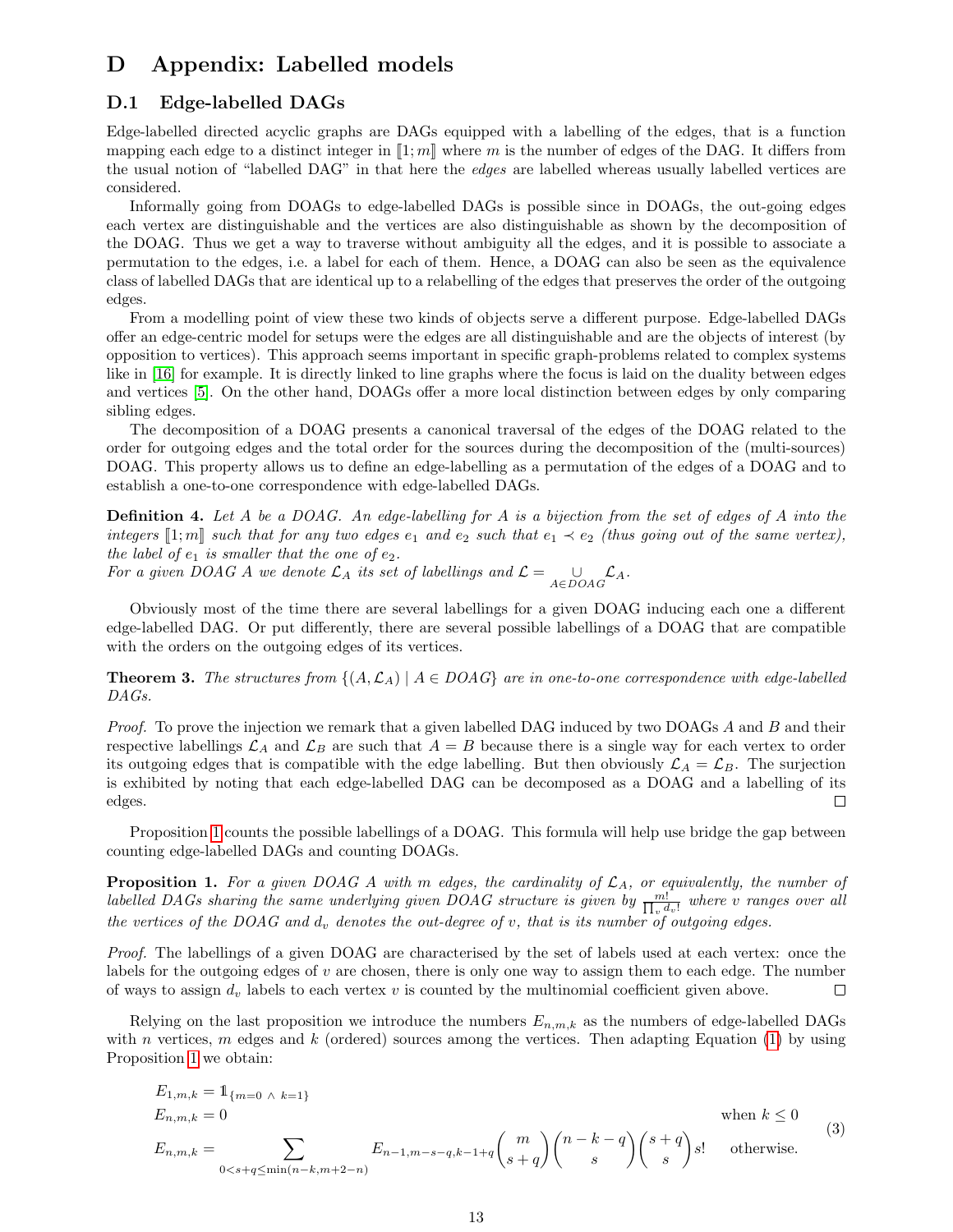# D Appendix: Labelled models

## D.1 Edge-labelled DAGs

Edge-labelled directed acyclic graphs are DAGs equipped with a labelling of the edges, that is a function mapping each edge to a distinct integer in $[\![1; m]\!]$ where $m$ is the number of edges of the DAG. It differs from the usual notion of "labelled DAG" in that here the *edges* are labelled whereas usually labelled vertices are considered.

Informally going from DOAGs to edge-labelled DAGs is possible since in DOAGs, the out-going edges each vertex are distinguishable and the vertices are also distinguishable as shown by the decomposition of the DOAG. Thus we get a way to traverse without ambiguity all the edges, and it is possible to associate a permutation to the edges, i.e. a label for each of them. Hence, a DOAG can also be seen as the equivalence class of labelled DAGs that are identical up to a relabelling of the edges that preserves the order of the outgoing edges.

From a modelling point of view these two kinds of objects serve a different purpose. Edge-labelled DAGs offer an edge-centric model for setups were the edges are all distinguishable and are the objects of interest (by opposition to vertices). This approach seems important in specific graph-problems related to complex systems like in [16] for example. It is directly linked to line graphs where the focus is laid on the duality between edges and vertices [5]. On the other hand, DOAGs offer a more local distinction between edges by only comparing sibling edges.

The decomposition of a DOAG presents a canonical traversal of the edges of the DOAG related to the order for outgoing edges and the total order for the sources during the decomposition of the (multi-sources) DOAG. This property allows us to define an edge-labelling as a permutation of the edges of a DOAG and to establish a one-to-one correspondence with edge-labelled DAGs.

**Definition 4.** *Let $A$ be a DOAG. An edge-labelling for $A$ is a bijection from the set of edges of $A$ into the integers $[\![1; m]\!]$ such that for any two edges $e_1$ and $e_2$ such that $e_1 \prec e_2$ (thus going out of the same vertex), the label of $e_1$ is smaller that the one of $e_2$.*
*For a given DOAG $A$ we denote $\mathcal{L}_A$ its set of labellings and $\mathcal{L} = \bigcup_{A \in DOAG} \mathcal{L}_A$.*

Obviously most of the time there are several labellings for a given DOAG inducing each one a different edge-labelled DAG. Or put differently, there are several possible labellings of a DOAG that are compatible with the orders on the outgoing edges of its vertices.

**Theorem 3.** *The structures from $\{(A, \mathcal{L}_A) \mid A \in DOAG\}$ are in one-to-one correspondence with edge-labelled DAGs.*

*Proof.* To prove the injection we remark that a given labelled DAG induced by two DOAGs $A$ and $B$ and their respective labellings $\mathcal{L}_A$ and $\mathcal{L}_B$ are such that $A = B$ because there is a single way for each vertex to order its outgoing edges that is compatible with the edge labelling. But then obviously $\mathcal{L}_A = \mathcal{L}_B$. The surjection is exhibited by noting that each edge-labelled DAG can be decomposed as a DOAG and a labelling of its edges. □

Proposition 1 counts the possible labellings of a DOAG. This formula will help use bridge the gap between counting edge-labelled DAGs and counting DOAGs.

**Proposition 1.** *For a given DOAG $A$ with $m$ edges, the cardinality of $\mathcal{L}_A$, or equivalently, the number of labelled DAGs sharing the same underlying given DOAG structure is given by $\frac{m!}{\prod_v d_v!}$ where $v$ ranges over all the vertices of the DOAG and $d_v$ denotes the out-degree of $v$, that is its number of outgoing edges.*

*Proof.* The labellings of a given DOAG are characterised by the set of labels used at each vertex: once the labels for the outgoing edges of $v$ are chosen, there is only one way to assign them to each edge. The number of ways to assign $d_v$ labels to each vertex $v$ is counted by the multinomial coefficient given above. □

Relying on the last proposition we introduce the numbers $E_{n,m,k}$ as the numbers of edge-labelled DAGs with $n$ vertices, $m$ edges and $k$ (ordered) sources among the vertices. Then adapting Equation (1) by using Proposition 1 we obtain:

$$
\begin{aligned}
E_{1,m,k} &= \mathbb{1}_{\{m=0 \,\wedge\, k=1\}} \\
E_{n,m,k} &= 0 && \text{when } k \leq 0 \\
E_{n,m,k} &= \sum_{0 < s+q \leq \min(n-k, m+2-n)} E_{n-1, m-s-q, k-1+q} \binom{m}{s+q} \binom{n-k-q}{s} \binom{s+q}{s} s! && \text{otherwise.}
\end{aligned}
\tag{3}
$$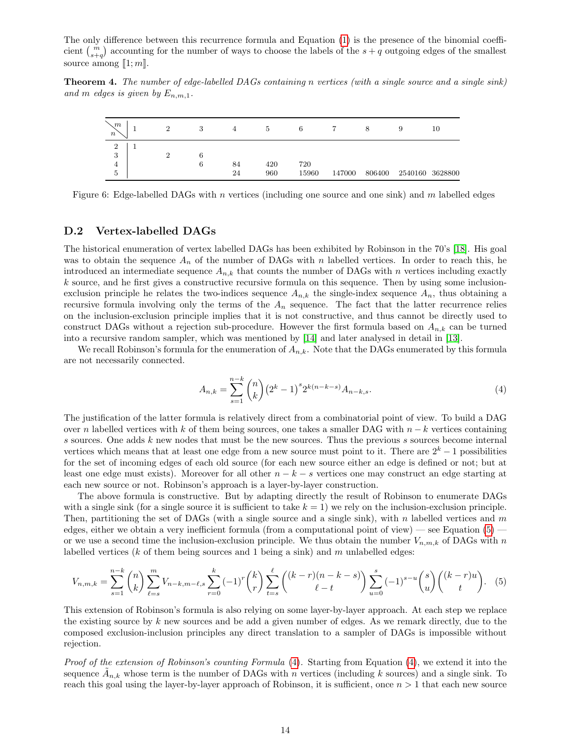The only difference between this recurrence formula and Equation (1) is the presence of the binomial coefficient $\binom{m}{s+q}$ accounting for the number of ways to choose the labels of the $s+q$ outgoing edges of the smallest source among $[\![1;m]\!]$.

**Theorem 4.** *The number of edge-labelled DAGs containing $n$ vertices (with a single source and a single sink) and $m$ edges is given by $E_{n,m,1}$.*

| $n$ \ $m$ | 1 | 2 | 3 | 4 | 5 | 6 | 7 | 8 | 9 | 10 |
|---|---|---|---|---|---|---|---|---|---|---|
| 2 | 1 | | | | | | | | | |
| 3 | | 2 | 6 | | | | | | | |
| 4 | | | 6 | 84 | 420 | 720 | | | | |
| 5 | | | | 24 | 960 | 15960 | 147000 | 806400 | 2540160 | 3628800 |

Figure 6: Edge-labelled DAGs with $n$ vertices (including one source and one sink) and $m$ labelled edges

## D.2 Vertex-labelled DAGs

The historical enumeration of vertex labelled DAGs has been exhibited by Robinson in the 70's [18]. His goal was to obtain the sequence $A_n$ of the number of DAGs with $n$ labelled vertices. In order to reach this, he introduced an intermediate sequence $A_{n,k}$ that counts the number of DAGs with $n$ vertices including exactly $k$ source, and he first gives a constructive recursive formula on this sequence. Then by using some inclusion-exclusion principle he relates the two-indices sequence $A_{n,k}$ the single-index sequence $A_n$, thus obtaining a recursive formula involving only the terms of the $A_n$ sequence. The fact that the latter recurrence relies on the inclusion-exclusion principle implies that it is not constructive, and thus cannot be directly used to construct DAGs without a rejection sub-procedure. However the first formula based on $A_{n,k}$ can be turned into a recursive random sampler, which was mentioned by [14] and later analysed in detail in [13].

We recall Robinson's formula for the enumeration of $A_{n,k}$. Note that the DAGs enumerated by this formula are not necessarily connected.

$$A_{n,k} = \sum_{s=1}^{n-k} \binom{n}{k} \left(2^k - 1\right)^s 2^{k(n-k-s)} A_{n-k,s}. \tag{4}$$

The justification of the latter formula is relatively direct from a combinatorial point of view. To build a DAG over $n$ labelled vertices with $k$ of them being sources, one takes a smaller DAG with $n-k$ vertices containing $s$ sources. One adds $k$ new nodes that must be the new sources. Thus the previous $s$ sources become internal vertices which means that at least one edge from a new source must point to it. There are $2^k - 1$ possibilities for the set of incoming edges of each old source (for each new source either an edge is defined or not; but at least one edge must exists). Moreover for all other $n-k-s$ vertices one may construct an edge starting at each new source or not. Robinson's approach is a layer-by-layer construction.

The above formula is constructive. But by adapting directly the result of Robinson to enumerate DAGs with a single sink (for a single source it is sufficient to take $k=1$) we rely on the inclusion-exclusion principle. Then, partitioning the set of DAGs (with a single source and a single sink), with $n$ labelled vertices and $m$ edges, either we obtain a very inefficient formula (from a computational point of view) — see Equation (5) — or we use a second time the inclusion-exclusion principle. We thus obtain the number $V_{n,m,k}$ of DAGs with $n$ labelled vertices ($k$ of them being sources and 1 being a sink) and $m$ unlabelled edges:

$$V_{n,m,k} = \sum_{s=1}^{n-k} \binom{n}{k} \sum_{\ell=s}^{m} V_{n-k,m-\ell,s} \sum_{r=0}^{k} (-1)^r \binom{k}{r} \sum_{t=s}^{\ell} \binom{(k-r)(n-k-s)}{\ell - t} \sum_{u=0}^{s} (-1)^{s-u} \binom{s}{u} \binom{(k-r)u}{t}. \tag{5}$$

This extension of Robinson's formula is also relying on some layer-by-layer approach. At each step we replace the existing source by $k$ new sources and be add a given number of edges. As we remark directly, due to the composed exclusion-inclusion principles any direct translation to a sampler of DAGs is impossible without rejection.

*Proof of the extension of Robinson's counting Formula* (4). Starting from Equation (4), we extend it into the sequence $\tilde{A}_{n,k}$ whose term is the number of DAGs with $n$ vertices (including $k$ sources) and a single sink. To reach this goal using the layer-by-layer approach of Robinson, it is sufficient, once $n > 1$ that each new source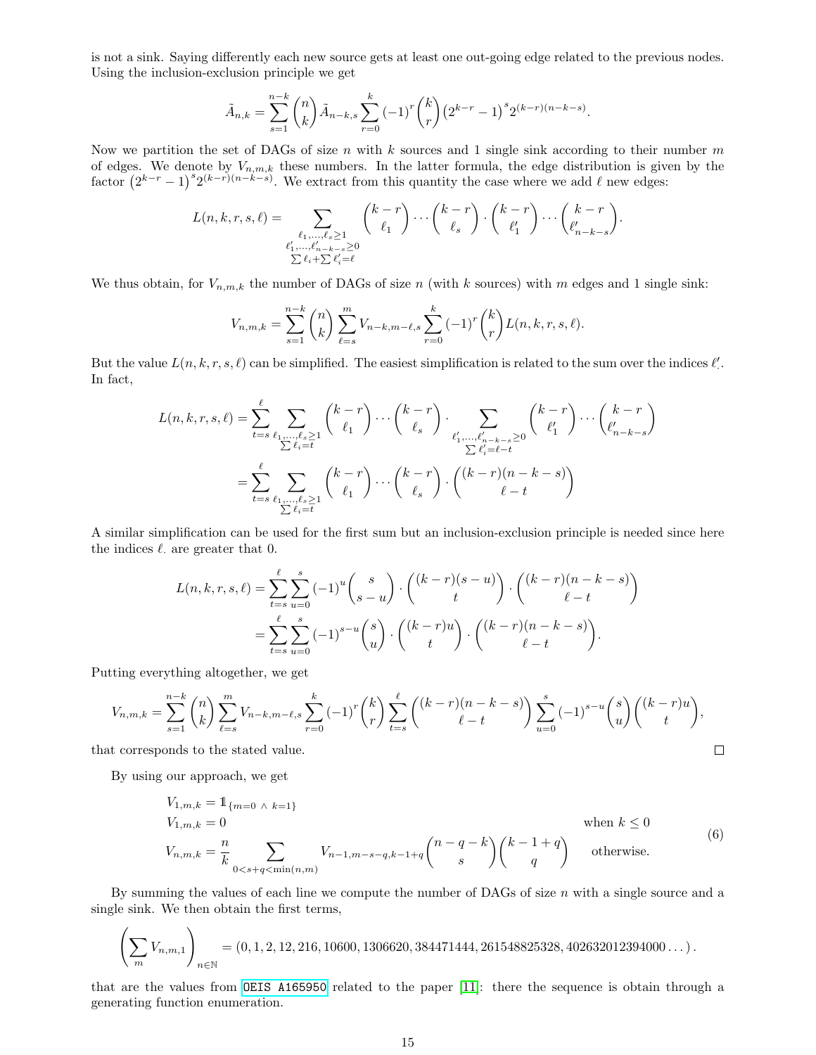is not a sink. Saying differently each new source gets at least one out-going edge related to the previous nodes. Using the inclusion-exclusion principle we get

$$\tilde{A}_{n,k} = \sum_{s=1}^{n-k} \binom{n}{k} \tilde{A}_{n-k,s} \sum_{r=0}^{k} (-1)^r \binom{k}{r} \left(2^{k-r} - 1\right)^s 2^{(k-r)(n-k-s)}.$$

Now we partition the set of DAGs of size $n$ with $k$ sources and 1 single sink according to their number $m$ of edges. We denote by $V_{n,m,k}$ these numbers. In the latter formula, the edge distribution is given by the factor $\left(2^{k-r}-1\right)^s 2^{(k-r)(n-k-s)}$. We extract from this quantity the case where we add $\ell$ new edges:

$$L(n,k,r,s,\ell) = \sum_{\substack{\ell_1,\dots,\ell_s \geq 1 \\ \ell'_1,\dots,\ell'_{n-k-s} \geq 0 \\ \sum \ell_i + \sum \ell'_i = \ell}} \binom{k-r}{\ell_1} \cdots \binom{k-r}{\ell_s} \cdot \binom{k-r}{\ell'_1} \cdots \binom{k-r}{\ell'_{n-k-s}}.$$

We thus obtain, for $V_{n,m,k}$ the number of DAGs of size $n$ (with $k$ sources) with $m$ edges and 1 single sink:

$$V_{n,m,k} = \sum_{s=1}^{n-k} \binom{n}{k} \sum_{\ell=s}^{m} V_{n-k,m-\ell,s} \sum_{r=0}^{k} (-1)^r \binom{k}{r} L(n,k,r,s,\ell).$$

But the value $L(n,k,r,s,\ell)$ can be simplified. The easiest simplification is related to the sum over the indices $\ell'_\cdot$. In fact,

$$\begin{aligned}
L(n,k,r,s,\ell) &= \sum_{t=s}^{\ell} \sum_{\substack{\ell_1,\dots,\ell_s \geq 1 \\ \sum \ell_i = t}} \binom{k-r}{\ell_1} \cdots \binom{k-r}{\ell_s} \cdot \sum_{\substack{\ell'_1,\dots,\ell'_{n-k-s} \geq 0 \\ \sum \ell'_i = \ell - t}} \binom{k-r}{\ell'_1} \cdots \binom{k-r}{\ell'_{n-k-s}} \\
&= \sum_{t=s}^{\ell} \sum_{\substack{\ell_1,\dots,\ell_s \geq 1 \\ \sum \ell_i = t}} \binom{k-r}{\ell_1} \cdots \binom{k-r}{\ell_s} \cdot \binom{(k-r)(n-k-s)}{\ell - t}
\end{aligned}$$

A similar simplification can be used for the first sum but an inclusion-exclusion principle is needed since here the indices $\ell_\cdot$ are greater that 0.

$$\begin{aligned}
L(n,k,r,s,\ell) &= \sum_{t=s}^{\ell} \sum_{u=0}^{s} (-1)^u \binom{s}{s-u} \cdot \binom{(k-r)(s-u)}{t} \cdot \binom{(k-r)(n-k-s)}{\ell-t} \\
&= \sum_{t=s}^{\ell} \sum_{u=0}^{s} (-1)^{s-u} \binom{s}{u} \cdot \binom{(k-r)u}{t} \cdot \binom{(k-r)(n-k-s)}{\ell-t}.
\end{aligned}$$

Putting everything altogether, we get

$$V_{n,m,k} = \sum_{s=1}^{n-k} \binom{n}{k} \sum_{\ell=s}^{m} V_{n-k,m-\ell,s} \sum_{r=0}^{k} (-1)^r \binom{k}{r} \sum_{t=s}^{\ell} \binom{(k-r)(n-k-s)}{\ell-t} \sum_{u=0}^{s} (-1)^{s-u} \binom{s}{u} \binom{(k-r)u}{t},$$

that corresponds to the stated value. □

By using our approach, we get

$$\begin{aligned}
V_{1,m,k} &= \mathbb{1}_{\{m=0 \ \wedge \ k=1\}} \\
V_{1,m,k} &= 0 && \text{when } k \leq 0 \\
V_{n,m,k} &= \frac{n}{k} \sum_{0<s+q<\min(n,m)} V_{n-1,m-s-q,k-1+q} \binom{n-q-k}{s} \binom{k-1+q}{q} && \text{otherwise.}
\end{aligned} \tag{6}$$

By summing the values of each line we compute the number of DAGs of size $n$ with a single source and a single sink. We then obtain the first terms,

$$\left( \sum_m V_{n,m,1} \right)_{n \in \mathbb{N}} = (0, 1, 2, 12, 216, 10600, 1306620, 384471444, 261548825328, 402632012394000 \dots).$$

that are the values from OEIS A165950 related to the paper [11]: there the sequence is obtain through a generating function enumeration.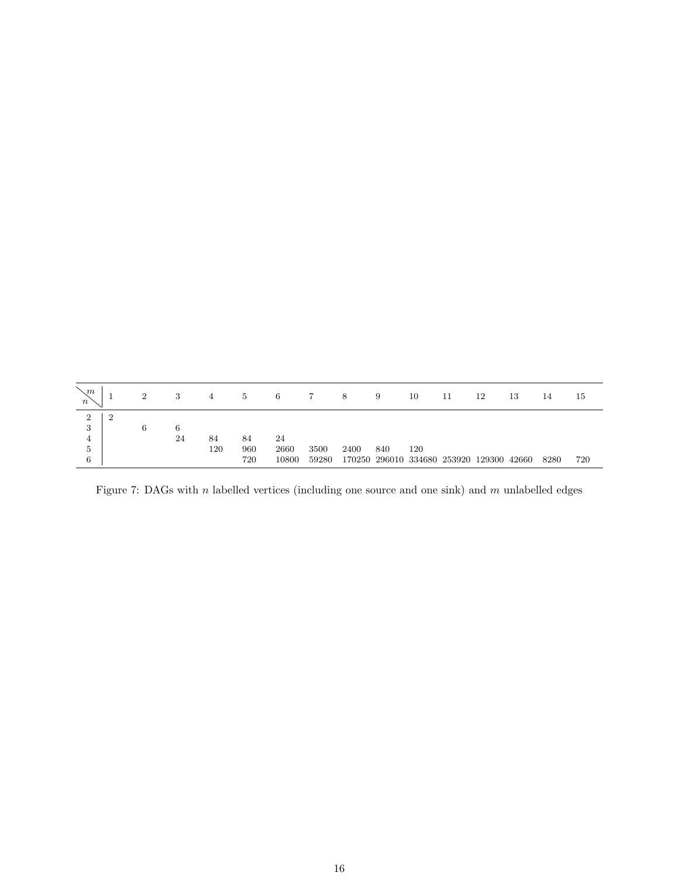| $n$ \ $m$ | 1 | 2 | 3 | 4 | 5 | 6 | 7 | 8 | 9 | 10 | 11 | 12 | 13 | 14 | 15 |
|---|---|---|---|---|---|---|---|---|---|---|---|---|---|---|---|
| 2 | 2 | | | | | | | | | | | | | | |
| 3 | | 6 | 6 | | | | | | | | | | | | |
| 4 | | | 24 | 84 | 84 | 24 | | | | | | | | | |
| 5 | | | | 120 | 960 | 2660 | 3500 | 2400 | 840 | 120 | | | | | |
| 6 | | | | | 720 | 10800 | 59280 | 170250 | 296010 | 334680 | 253920 | 129300 | 42660 | 8280 | 720 |

Figure 7: DAGs with $n$ labelled vertices (including one source and one sink) and $m$ unlabelled edges